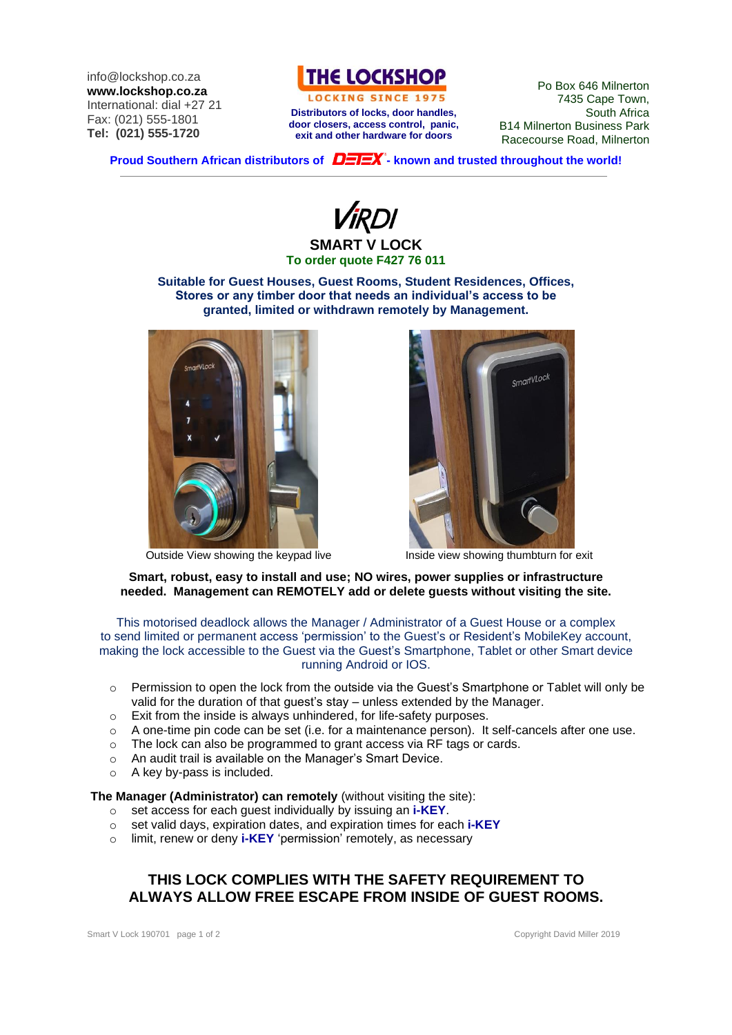info@lockshop.co.za
**www.lockshop.co.za**
International: dial +27 21
Fax: (021) 555-1801
**Tel: (021) 555-1720**

**THE LOCKSHOP**
**LOCKING SINCE 1975**
**Distributors of locks, door handles, door closers, access control, panic, exit and other hardware for doors**

Po Box 646 Milnerton
7435 Cape Town,
South Africa
B14 Milnerton Business Park
Racecourse Road, Milnerton

**Proud Southern African distributors of DETEX - known and trusted throughout the world!**

---

# VIRDI

## SMART V LOCK

**To order quote F427 76 011**

**Suitable for Guest Houses, Guest Rooms, Student Residences, Offices, Stores or any timber door that needs an individual's access to be granted, limited or withdrawn remotely by Management.**

Outside View showing the keypad live

Inside view showing thumbturn for exit

**Smart, robust, easy to install and use; NO wires, power supplies or infrastructure needed. Management can REMOTELY add or delete guests without visiting the site.**

This motorised deadlock allows the Manager / Administrator of a Guest House or a complex to send limited or permanent access 'permission' to the Guest's or Resident's MobileKey account, making the lock accessible to the Guest via the Guest's Smartphone, Tablet or other Smart device running Android or IOS.

- Permission to open the lock from the outside via the Guest's Smartphone or Tablet will only be valid for the duration of that guest's stay – unless extended by the Manager.
- Exit from the inside is always unhindered, for life-safety purposes.
- A one-time pin code can be set (i.e. for a maintenance person). It self-cancels after one use.
- The lock can also be programmed to grant access via RF tags or cards.
- An audit trail is available on the Manager's Smart Device.
- A key by-pass is included.

**The Manager (Administrator) can remotely** (without visiting the site):

- set access for each guest individually by issuing an **i-KEY**.
- set valid days, expiration dates, and expiration times for each **i-KEY**
- limit, renew or deny **i-KEY** 'permission' remotely, as necessary

### THIS LOCK COMPLIES WITH THE SAFETY REQUIREMENT TO ALWAYS ALLOW FREE ESCAPE FROM INSIDE OF GUEST ROOMS.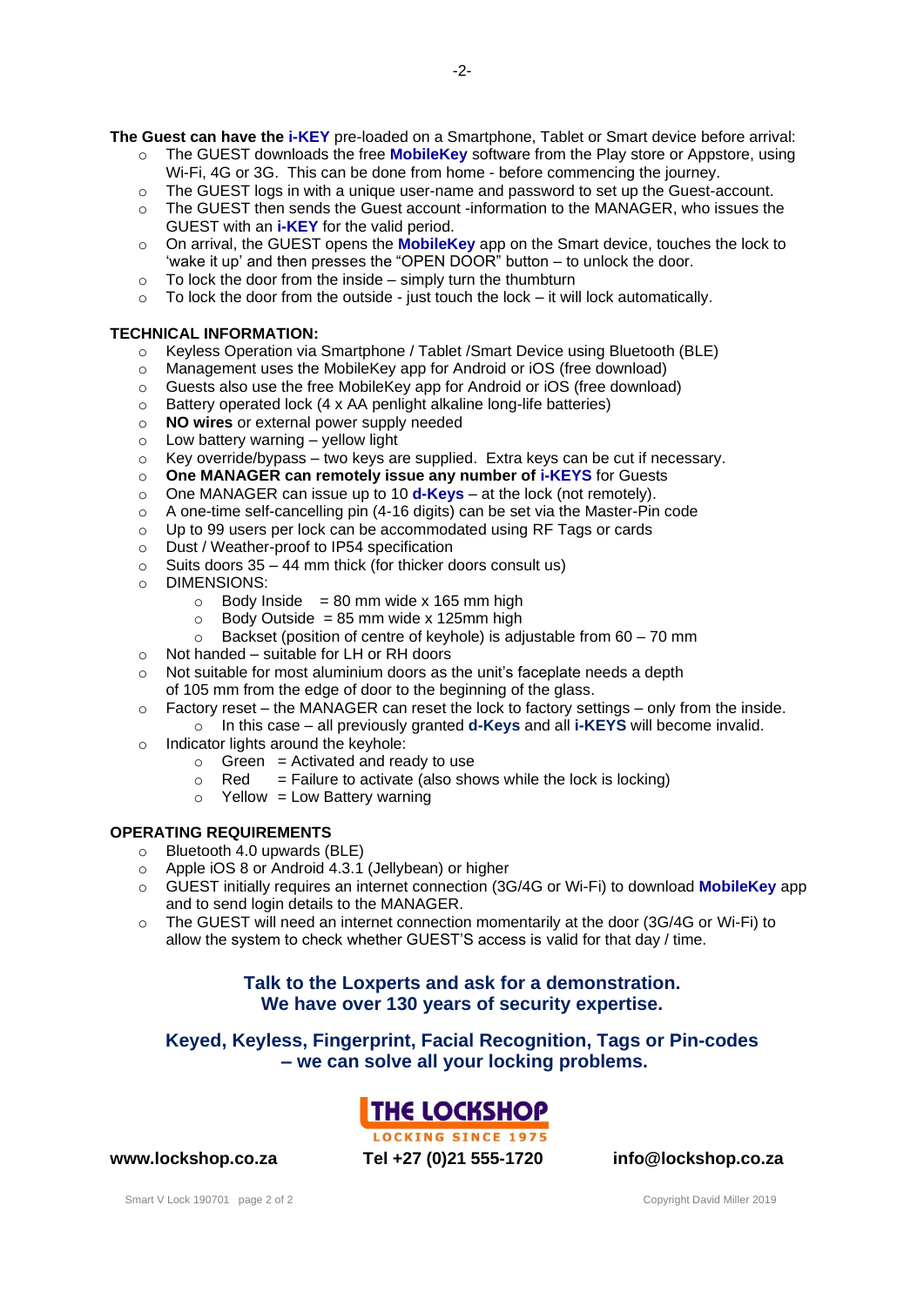**The Guest can have the i-KEY** pre-loaded on a Smartphone, Tablet or Smart device before arrival:

- The GUEST downloads the free **MobileKey** software from the Play store or Appstore, using Wi-Fi, 4G or 3G. This can be done from home - before commencing the journey.
- The GUEST logs in with a unique user-name and password to set up the Guest-account.
- The GUEST then sends the Guest account -information to the MANAGER, who issues the GUEST with an **i-KEY** for the valid period.
- On arrival, the GUEST opens the **MobileKey** app on the Smart device, touches the lock to 'wake it up' and then presses the "OPEN DOOR" button – to unlock the door.
- To lock the door from the inside – simply turn the thumbturn
- To lock the door from the outside - just touch the lock – it will lock automatically.

**TECHNICAL INFORMATION:**

- Keyless Operation via Smartphone / Tablet /Smart Device using Bluetooth (BLE)
- Management uses the MobileKey app for Android or iOS (free download)
- Guests also use the free MobileKey app for Android or iOS (free download)
- Battery operated lock (4 x AA penlight alkaline long-life batteries)
- **NO wires** or external power supply needed
- Low battery warning – yellow light
- Key override/bypass – two keys are supplied. Extra keys can be cut if necessary.
- **One MANAGER can remotely issue any number of i-KEYS** for Guests
- One MANAGER can issue up to 10 **d-Keys** – at the lock (not remotely).
- A one-time self-cancelling pin (4-16 digits) can be set via the Master-Pin code
- Up to 99 users per lock can be accommodated using RF Tags or cards
- Dust / Weather-proof to IP54 specification
- Suits doors 35 – 44 mm thick (for thicker doors consult us)
- DIMENSIONS:
  - Body Inside = 80 mm wide x 165 mm high
  - Body Outside = 85 mm wide x 125mm high
  - Backset (position of centre of keyhole) is adjustable from 60 – 70 mm
- Not handed – suitable for LH or RH doors
- Not suitable for most aluminium doors as the unit's faceplate needs a depth of 105 mm from the edge of door to the beginning of the glass.
- Factory reset – the MANAGER can reset the lock to factory settings – only from the inside.
  - In this case – all previously granted **d-Keys** and all **i-KEYS** will become invalid.
- Indicator lights around the keyhole:
  - Green = Activated and ready to use
  - Red = Failure to activate (also shows while the lock is locking)
  - Yellow = Low Battery warning

**OPERATING REQUIREMENTS**

- Bluetooth 4.0 upwards (BLE)
- Apple iOS 8 or Android 4.3.1 (Jellybean) or higher
- GUEST initially requires an internet connection (3G/4G or Wi-Fi) to download **MobileKey** app and to send login details to the MANAGER.
- The GUEST will need an internet connection momentarily at the door (3G/4G or Wi-Fi) to allow the system to check whether GUEST'S access is valid for that day / time.

**Talk to the Loxperts and ask for a demonstration.**
**We have over 130 years of security expertise.**

**Keyed, Keyless, Fingerprint, Facial Recognition, Tags or Pin-codes – we can solve all your locking problems.**

THE LOCKSHOP
LOCKING SINCE 1975

**www.lockshop.co.za** **Tel +27 (0)21 555-1720** **info@lockshop.co.za**